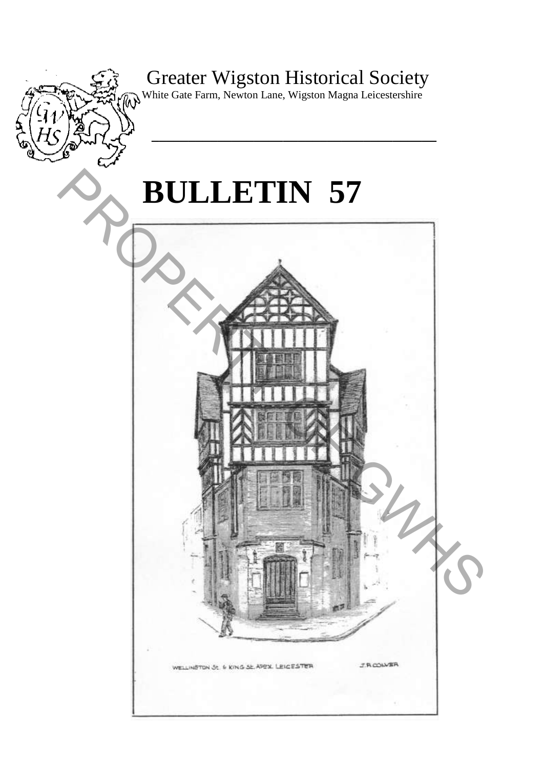Greater Wigston Historical Society

White Gate Farm, Newton Lane, Wigston Magna Leicestershire

# BULLETIN 57

WELLINGTON St. & KING St. APEX. LEICESTER

J.R. COLVER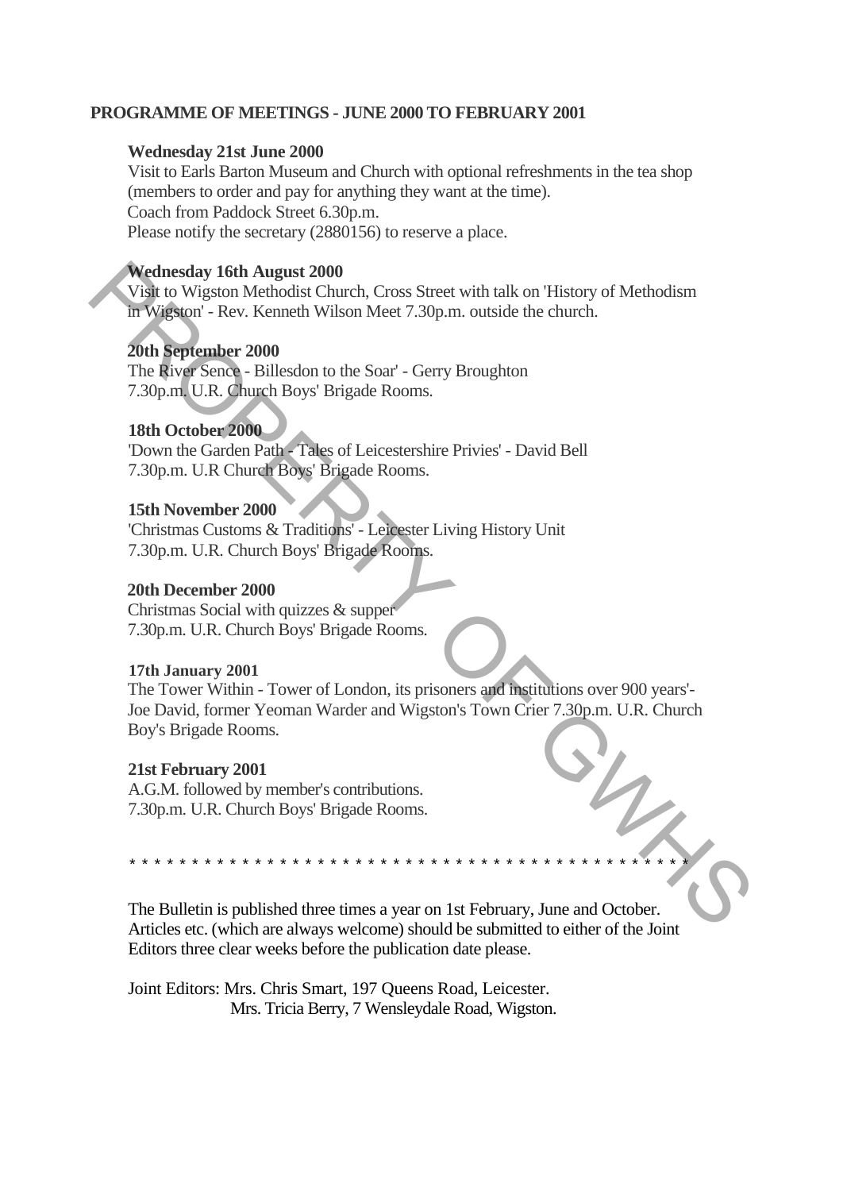## PROGRAMME OF MEETINGS - JUNE 2000 TO FEBRUARY 2001

**Wednesday 21st June 2000**
Visit to Earls Barton Museum and Church with optional refreshments in the tea shop (members to order and pay for anything they want at the time).
Coach from Paddock Street 6.30p.m.
Please notify the secretary (2880156) to reserve a place.

**Wednesday 16th August 2000**
Visit to Wigston Methodist Church, Cross Street with talk on 'History of Methodism in Wigston' - Rev. Kenneth Wilson Meet 7.30p.m. outside the church.

**20th September 2000**
The River Sence - Billesdon to the Soar' - Gerry Broughton
7.30p.m. U.R. Church Boys' Brigade Rooms.

**18th October 2000**
'Down the Garden Path - Tales of Leicestershire Privies' - David Bell
7.30p.m. U.R Church Boys' Brigade Rooms.

**15th November 2000**
'Christmas Customs & Traditions' - Leicester Living History Unit
7.30p.m. U.R. Church Boys' Brigade Rooms.

**20th December 2000**
Christmas Social with quizzes & supper
7.30p.m. U.R. Church Boys' Brigade Rooms.

**17th January 2001**
The Tower Within - Tower of London, its prisoners and institutions over 900 years'- Joe David, former Yeoman Warder and Wigston's Town Crier 7.30p.m. U.R. Church Boy's Brigade Rooms.

**21st February 2001**
A.G.M. followed by member's contributions.
7.30p.m. U.R. Church Boys' Brigade Rooms.

* * * * * * * * * * * * * * * * * * * * * * * * * * * * * * * * * * * * * * * * * * * * * *

The Bulletin is published three times a year on 1st February, June and October. Articles etc. (which are always welcome) should be submitted to either of the Joint Editors three clear weeks before the publication date please.

Joint Editors: Mrs. Chris Smart, 197 Queens Road, Leicester.
Mrs. Tricia Berry, 7 Wensleydale Road, Wigston.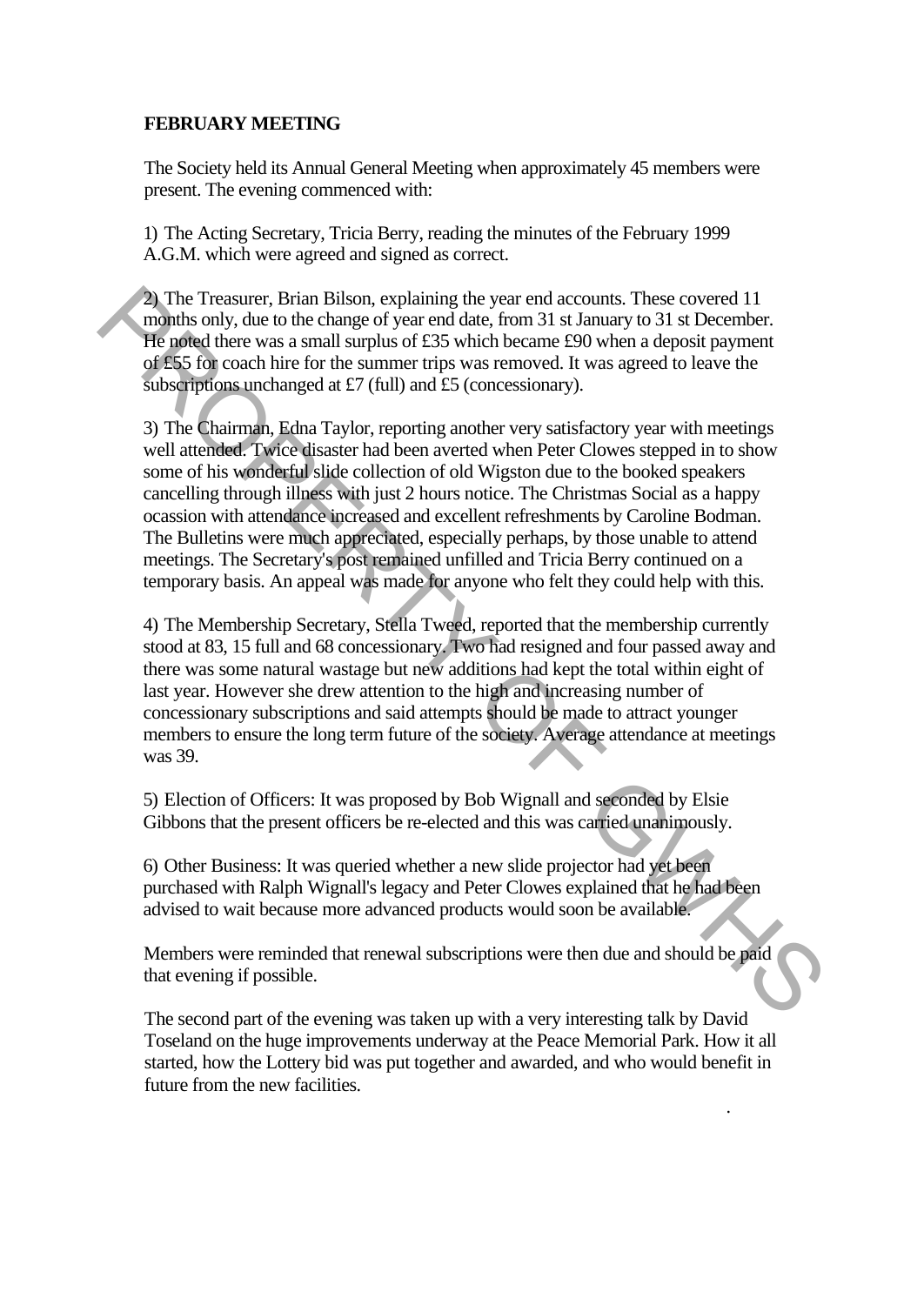**FEBRUARY MEETING**

The Society held its Annual General Meeting when approximately 45 members were present. The evening commenced with:

1) The Acting Secretary, Tricia Berry, reading the minutes of the February 1999 A.G.M. which were agreed and signed as correct.

2) The Treasurer, Brian Bilson, explaining the year end accounts. These covered 11 months only, due to the change of year end date, from 31 st January to 31 st December. He noted there was a small surplus of £35 which became £90 when a deposit payment of £55 for coach hire for the summer trips was removed. It was agreed to leave the subscriptions unchanged at £7 (full) and £5 (concessionary).

3) The Chairman, Edna Taylor, reporting another very satisfactory year with meetings well attended. Twice disaster had been averted when Peter Clowes stepped in to show some of his wonderful slide collection of old Wigston due to the booked speakers cancelling through illness with just 2 hours notice. The Christmas Social as a happy ocassion with attendance increased and excellent refreshments by Caroline Bodman. The Bulletins were much appreciated, especially perhaps, by those unable to attend meetings. The Secretary's post remained unfilled and Tricia Berry continued on a temporary basis. An appeal was made for anyone who felt they could help with this.

4) The Membership Secretary, Stella Tweed, reported that the membership currently stood at 83, 15 full and 68 concessionary. Two had resigned and four passed away and there was some natural wastage but new additions had kept the total within eight of last year. However she drew attention to the high and increasing number of concessionary subscriptions and said attempts should be made to attract younger members to ensure the long term future of the society. Average attendance at meetings was 39.

5) Election of Officers: It was proposed by Bob Wignall and seconded by Elsie Gibbons that the present officers be re-elected and this was carried unanimously.

6) Other Business: It was queried whether a new slide projector had yet been purchased with Ralph Wignall's legacy and Peter Clowes explained that he had been advised to wait because more advanced products would soon be available.

Members were reminded that renewal subscriptions were then due and should be paid that evening if possible.

The second part of the evening was taken up with a very interesting talk by David Toseland on the huge improvements underway at the Peace Memorial Park. How it all started, how the Lottery bid was put together and awarded, and who would benefit in future from the new facilities.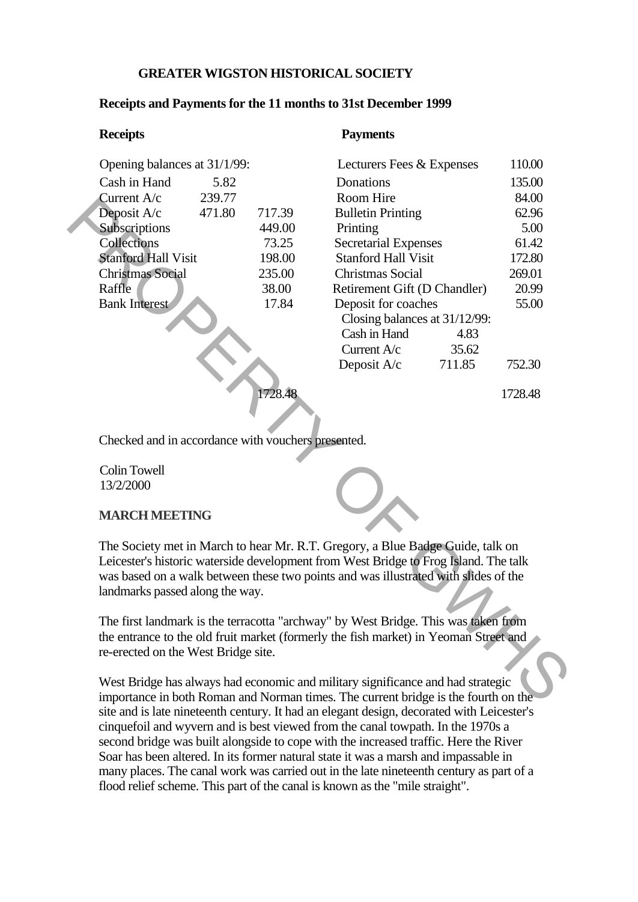**GREATER WIGSTON HISTORICAL SOCIETY**

**Receipts and Payments for the 11 months to 31st December 1999**

| **Receipts** | | | **Payments** | | |
|---|---|---|---|---|---|
| Opening balances at 31/1/99: | | | Lecturers Fees & Expenses | | 110.00 |
| Cash in Hand | 5.82 | | Donations | | 135.00 |
| Current A/c | 239.77 | | Room Hire | | 84.00 |
| Deposit A/c | 471.80 | 717.39 | Bulletin Printing | | 62.96 |
| Subscriptions | | 449.00 | Printing | | 5.00 |
| Collections | | 73.25 | Secretarial Expenses | | 61.42 |
| Stanford Hall Visit | | 198.00 | Stanford Hall Visit | | 172.80 |
| Christmas Social | | 235.00 | Christmas Social | | 269.01 |
| Raffle | | 38.00 | Retirement Gift (D Chandler) | | 20.99 |
| Bank Interest | | 17.84 | Deposit for coaches | | 55.00 |
| | | | Closing balances at 31/12/99: | | |
| | | | Cash in Hand | 4.83 | |
| | | | Current A/c | 35.62 | |
| | | | Deposit A/c | 711.85 | 752.30 |
| | | 1728.48 | | | 1728.48 |

Checked and in accordance with vouchers presented.

Colin Towell
13/2/2000

**MARCH MEETING**

The Society met in March to hear Mr. R.T. Gregory, a Blue Badge Guide, talk on Leicester's historic waterside development from West Bridge to Frog Island. The talk was based on a walk between these two points and was illustrated with slides of the landmarks passed along the way.

The first landmark is the terracotta "archway" by West Bridge. This was taken from the entrance to the old fruit market (formerly the fish market) in Yeoman Street and re-erected on the West Bridge site.

West Bridge has always had economic and military significance and had strategic importance in both Roman and Norman times. The current bridge is the fourth on the site and is late nineteenth century. It had an elegant design, decorated with Leicester's cinquefoil and wyvern and is best viewed from the canal towpath. In the 1970s a second bridge was built alongside to cope with the increased traffic. Here the River Soar has been altered. In its former natural state it was a marsh and impassable in many places. The canal work was carried out in the late nineteenth century as part of a flood relief scheme. This part of the canal is known as the "mile straight".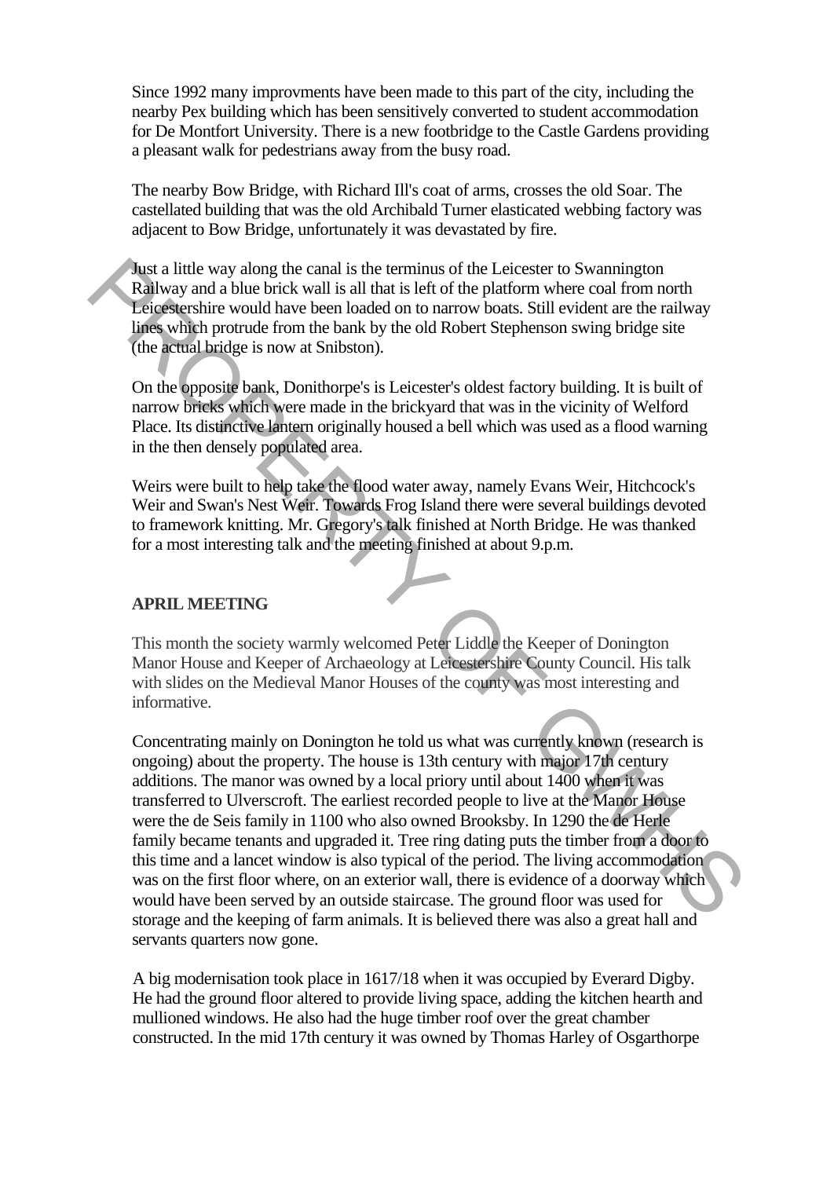Since 1992 many improvments have been made to this part of the city, including the nearby Pex building which has been sensitively converted to student accommodation for De Montfort University. There is a new footbridge to the Castle Gardens providing a pleasant walk for pedestrians away from the busy road.

The nearby Bow Bridge, with Richard Ill's coat of arms, crosses the old Soar. The castellated building that was the old Archibald Turner elasticated webbing factory was adjacent to Bow Bridge, unfortunately it was devastated by fire.

Just a little way along the canal is the terminus of the Leicester to Swannington Railway and a blue brick wall is all that is left of the platform where coal from north Leicestershire would have been loaded on to narrow boats. Still evident are the railway lines which protrude from the bank by the old Robert Stephenson swing bridge site (the actual bridge is now at Snibston).

On the opposite bank, Donithorpe's is Leicester's oldest factory building. It is built of narrow bricks which were made in the brickyard that was in the vicinity of Welford Place. Its distinctive lantern originally housed a bell which was used as a flood warning in the then densely populated area.

Weirs were built to help take the flood water away, namely Evans Weir, Hitchcock's Weir and Swan's Nest Weir. Towards Frog Island there were several buildings devoted to framework knitting. Mr. Gregory's talk finished at North Bridge. He was thanked for a most interesting talk and the meeting finished at about 9.p.m.

**APRIL MEETING**

This month the society warmly welcomed Peter Liddle the Keeper of Donington Manor House and Keeper of Archaeology at Leicestershire County Council. His talk with slides on the Medieval Manor Houses of the county was most interesting and informative.

Concentrating mainly on Donington he told us what was currently known (research is ongoing) about the property. The house is 13th century with major 17th century additions. The manor was owned by a local priory until about 1400 when it was transferred to Ulverscroft. The earliest recorded people to live at the Manor House were the de Seis family in 1100 who also owned Brooksby. In 1290 the de Herle family became tenants and upgraded it. Tree ring dating puts the timber from a door to this time and a lancet window is also typical of the period. The living accommodation was on the first floor where, on an exterior wall, there is evidence of a doorway which would have been served by an outside staircase. The ground floor was used for storage and the keeping of farm animals. It is believed there was also a great hall and servants quarters now gone.

A big modernisation took place in 1617/18 when it was occupied by Everard Digby. He had the ground floor altered to provide living space, adding the kitchen hearth and mullioned windows. He also had the huge timber roof over the great chamber constructed. In the mid 17th century it was owned by Thomas Harley of Osgarthorpe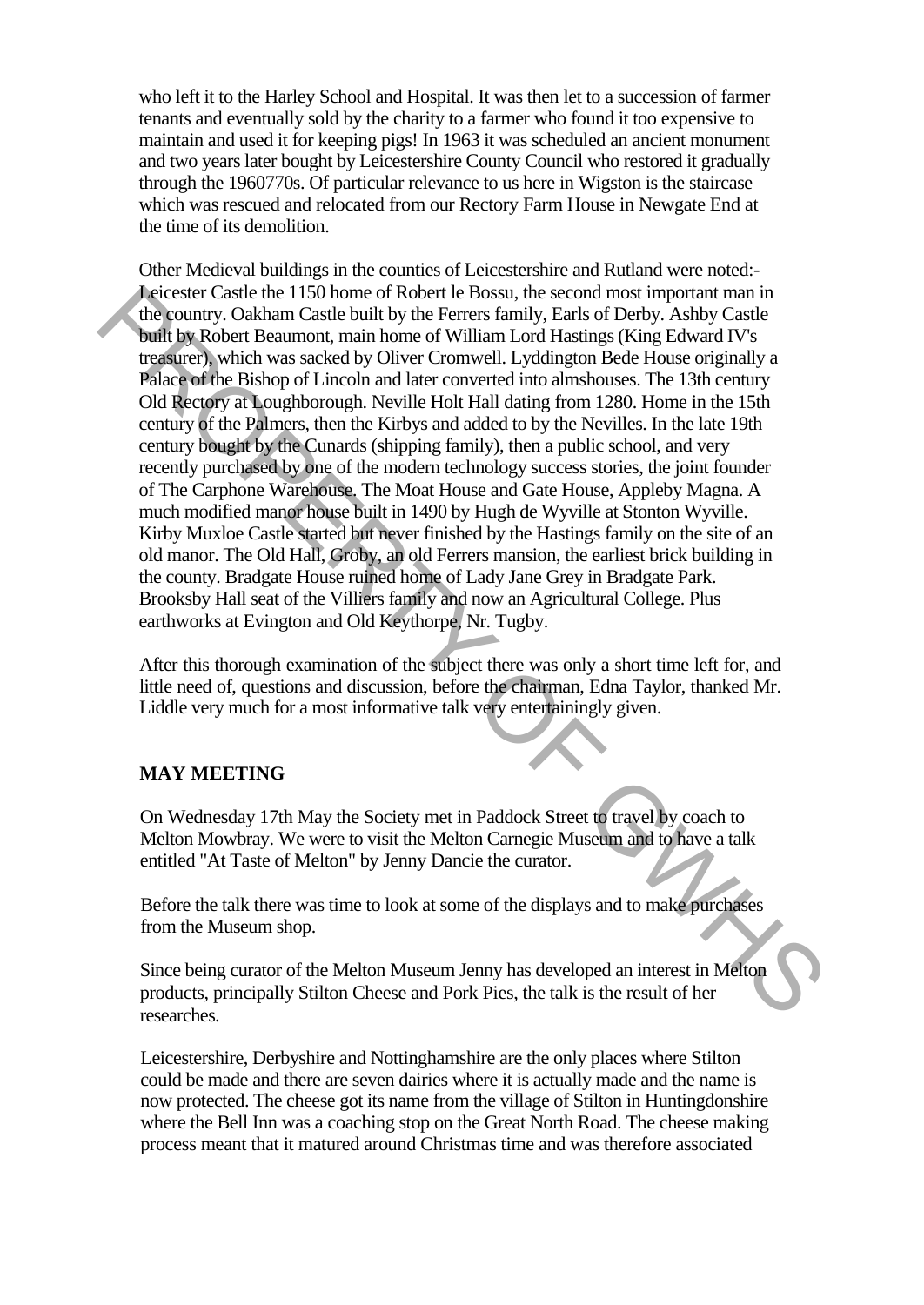who left it to the Harley School and Hospital. It was then let to a succession of farmer tenants and eventually sold by the charity to a farmer who found it too expensive to maintain and used it for keeping pigs! In 1963 it was scheduled an ancient monument and two years later bought by Leicestershire County Council who restored it gradually through the 1960770s. Of particular relevance to us here in Wigston is the staircase which was rescued and relocated from our Rectory Farm House in Newgate End at the time of its demolition.

Other Medieval buildings in the counties of Leicestershire and Rutland were noted:- Leicester Castle the 1150 home of Robert le Bossu, the second most important man in the country. Oakham Castle built by the Ferrers family, Earls of Derby. Ashby Castle built by Robert Beaumont, main home of William Lord Hastings (King Edward IV's treasurer), which was sacked by Oliver Cromwell. Lyddington Bede House originally a Palace of the Bishop of Lincoln and later converted into almshouses. The 13th century Old Rectory at Loughborough. Neville Holt Hall dating from 1280. Home in the 15th century of the Palmers, then the Kirbys and added to by the Nevilles. In the late 19th century bought by the Cunards (shipping family), then a public school, and very recently purchased by one of the modern technology success stories, the joint founder of The Carphone Warehouse. The Moat House and Gate House, Appleby Magna. A much modified manor house built in 1490 by Hugh de Wyville at Stonton Wyville. Kirby Muxloe Castle started but never finished by the Hastings family on the site of an old manor. The Old Hall, Groby, an old Ferrers mansion, the earliest brick building in the county. Bradgate House ruined home of Lady Jane Grey in Bradgate Park. Brooksby Hall seat of the Villiers family and now an Agricultural College. Plus earthworks at Evington and Old Keythorpe, Nr. Tugby.

After this thorough examination of the subject there was only a short time left for, and little need of, questions and discussion, before the chairman, Edna Taylor, thanked Mr. Liddle very much for a most informative talk very entertainingly given.

## MAY MEETING

On Wednesday 17th May the Society met in Paddock Street to travel by coach to Melton Mowbray. We were to visit the Melton Carnegie Museum and to have a talk entitled "At Taste of Melton" by Jenny Dancie the curator.

Before the talk there was time to look at some of the displays and to make purchases from the Museum shop.

Since being curator of the Melton Museum Jenny has developed an interest in Melton products, principally Stilton Cheese and Pork Pies, the talk is the result of her researches.

Leicestershire, Derbyshire and Nottinghamshire are the only places where Stilton could be made and there are seven dairies where it is actually made and the name is now protected. The cheese got its name from the village of Stilton in Huntingdonshire where the Bell Inn was a coaching stop on the Great North Road. The cheese making process meant that it matured around Christmas time and was therefore associated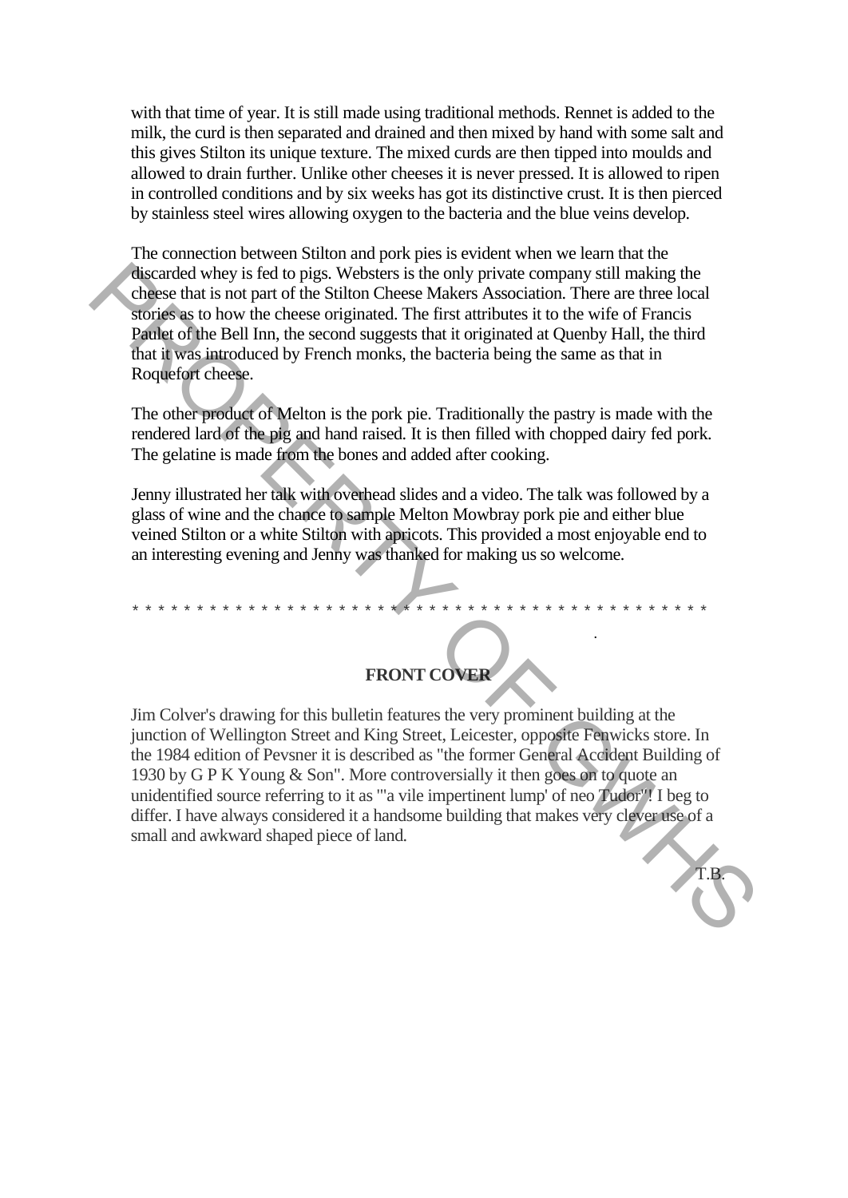with that time of year. It is still made using traditional methods. Rennet is added to the milk, the curd is then separated and drained and then mixed by hand with some salt and this gives Stilton its unique texture. The mixed curds are then tipped into moulds and allowed to drain further. Unlike other cheeses it is never pressed. It is allowed to ripen in controlled conditions and by six weeks has got its distinctive crust. It is then pierced by stainless steel wires allowing oxygen to the bacteria and the blue veins develop.

The connection between Stilton and pork pies is evident when we learn that the discarded whey is fed to pigs. Websters is the only private company still making the cheese that is not part of the Stilton Cheese Makers Association. There are three local stories as to how the cheese originated. The first attributes it to the wife of Francis Paulet of the Bell Inn, the second suggests that it originated at Quenby Hall, the third that it was introduced by French monks, the bacteria being the same as that in Roquefort cheese.

The other product of Melton is the pork pie. Traditionally the pastry is made with the rendered lard of the pig and hand raised. It is then filled with chopped dairy fed pork. The gelatine is made from the bones and added after cooking.

Jenny illustrated her talk with overhead slides and a video. The talk was followed by a glass of wine and the chance to sample Melton Mowbray pork pie and either blue veined Stilton or a white Stilton with apricots. This provided a most enjoyable end to an interesting evening and Jenny was thanked for making us so welcome.

* * * * * * * * * * * * * * * * * * * * * * * * * * * * * * * * * * * * * * * * * * * * * * *

## FRONT COVER

Jim Colver's drawing for this bulletin features the very prominent building at the junction of Wellington Street and King Street, Leicester, opposite Fenwicks store. In the 1984 edition of Pevsner it is described as "the former General Accident Building of 1930 by G P K Young & Son". More controversially it then goes on to quote an unidentified source referring to it as "'a vile impertinent lump' of neo Tudor"! I beg to differ. I have always considered it a handsome building that makes very clever use of a small and awkward shaped piece of land.

T.B.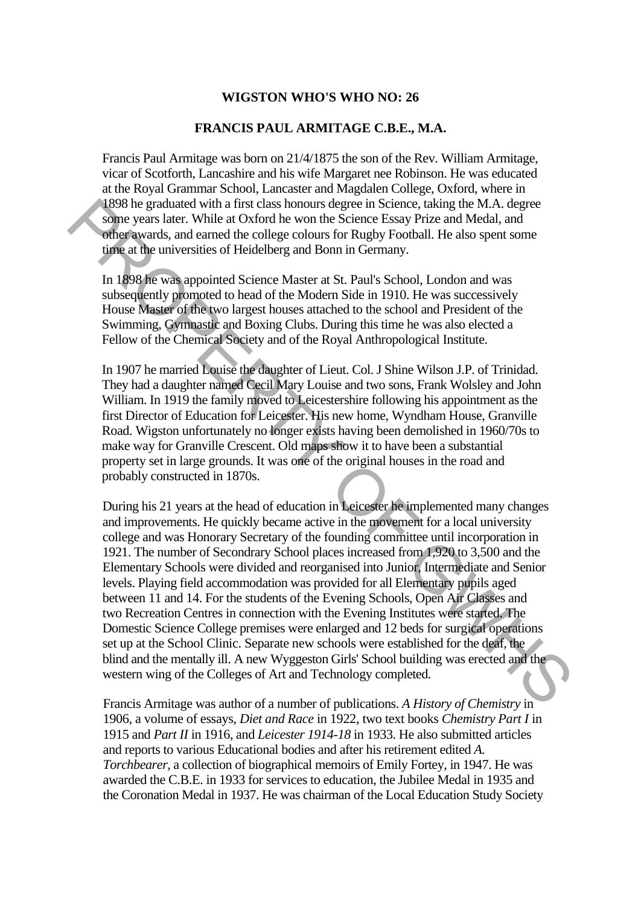**WIGSTON WHO'S WHO NO: 26**

**FRANCIS PAUL ARMITAGE C.B.E., M.A.**

Francis Paul Armitage was born on 21/4/1875 the son of the Rev. William Armitage, vicar of Scotforth, Lancashire and his wife Margaret nee Robinson. He was educated at the Royal Grammar School, Lancaster and Magdalen College, Oxford, where in 1898 he graduated with a first class honours degree in Science, taking the M.A. degree some years later. While at Oxford he won the Science Essay Prize and Medal, and other awards, and earned the college colours for Rugby Football. He also spent some time at the universities of Heidelberg and Bonn in Germany.

In 1898 he was appointed Science Master at St. Paul's School, London and was subsequently promoted to head of the Modern Side in 1910. He was successively House Master of the two largest houses attached to the school and President of the Swimming, Gymnastic and Boxing Clubs. During this time he was also elected a Fellow of the Chemical Society and of the Royal Anthropological Institute.

In 1907 he married Louise the daughter of Lieut. Col. J Shine Wilson J.P. of Trinidad. They had a daughter named Cecil Mary Louise and two sons, Frank Wolsley and John William. In 1919 the family moved to Leicestershire following his appointment as the first Director of Education for Leicester. His new home, Wyndham House, Granville Road. Wigston unfortunately no longer exists having been demolished in 1960/70s to make way for Granville Crescent. Old maps show it to have been a substantial property set in large grounds. It was one of the original houses in the road and probably constructed in 1870s.

During his 21 years at the head of education in Leicester he implemented many changes and improvements. He quickly became active in the movement for a local university college and was Honorary Secretary of the founding committee until incorporation in 1921. The number of Secondrary School places increased from 1,920 to 3,500 and the Elementary Schools were divided and reorganised into Junior, Intermediate and Senior levels. Playing field accommodation was provided for all Elementary pupils aged between 11 and 14. For the students of the Evening Schools, Open Air Classes and two Recreation Centres in connection with the Evening Institutes were started. The Domestic Science College premises were enlarged and 12 beds for surgical operations set up at the School Clinic. Separate new schools were established for the deaf, the blind and the mentally ill. A new Wyggeston Girls' School building was erected and the western wing of the Colleges of Art and Technology completed.

Francis Armitage was author of a number of publications. *A History of Chemistry* in 1906, a volume of essays, *Diet and Race* in 1922, two text books *Chemistry Part I* in 1915 and *Part II* in 1916, and *Leicester 1914-18* in 1933. He also submitted articles and reports to various Educational bodies and after his retirement edited *A. Torchbearer*, a collection of biographical memoirs of Emily Fortey, in 1947. He was awarded the C.B.E. in 1933 for services to education, the Jubilee Medal in 1935 and the Coronation Medal in 1937. He was chairman of the Local Education Study Society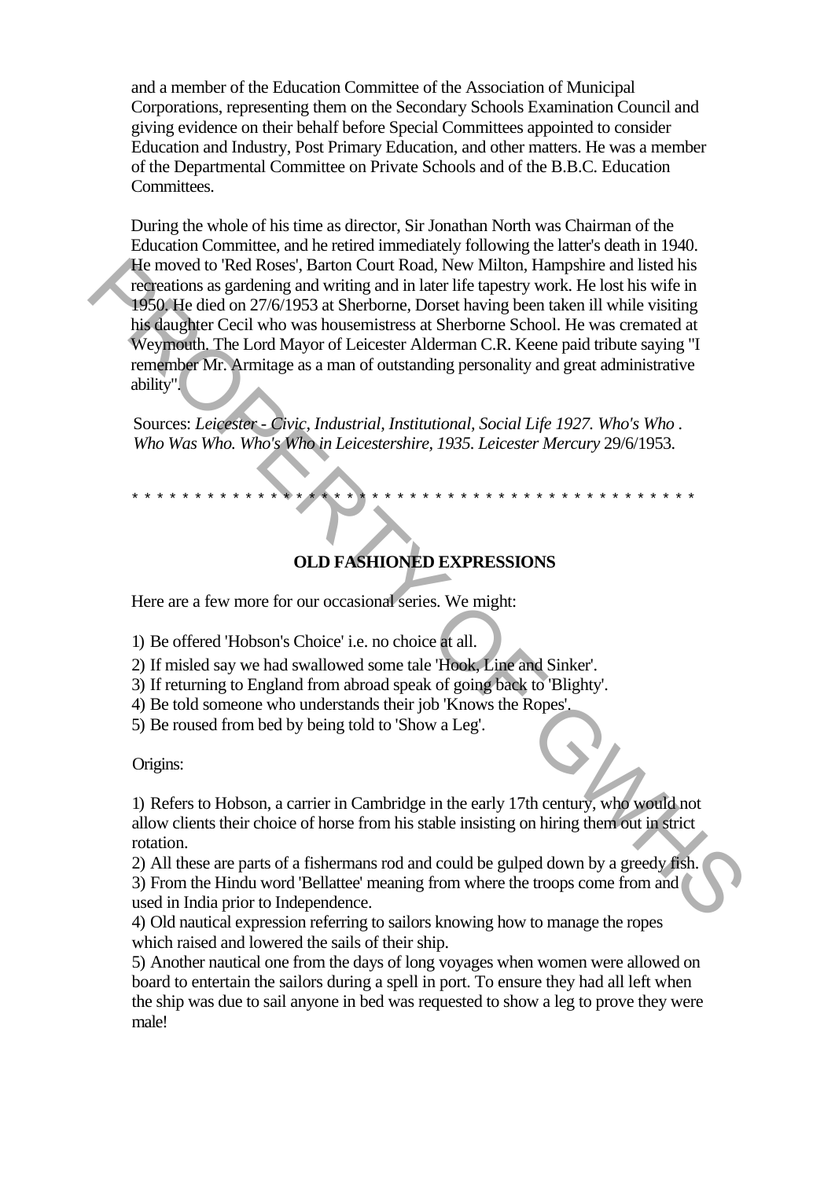and a member of the Education Committee of the Association of Municipal Corporations, representing them on the Secondary Schools Examination Council and giving evidence on their behalf before Special Committees appointed to consider Education and Industry, Post Primary Education, and other matters. He was a member of the Departmental Committee on Private Schools and of the B.B.C. Education Committees.

During the whole of his time as director, Sir Jonathan North was Chairman of the Education Committee, and he retired immediately following the latter's death in 1940. He moved to 'Red Roses', Barton Court Road, New Milton, Hampshire and listed his recreations as gardening and writing and in later life tapestry work. He lost his wife in 1950. He died on 27/6/1953 at Sherborne, Dorset having been taken ill while visiting his daughter Cecil who was housemistress at Sherborne School. He was cremated at Weymouth. The Lord Mayor of Leicester Alderman C.R. Keene paid tribute saying "I remember Mr. Armitage as a man of outstanding personality and great administrative ability".

Sources: *Leicester - Civic, Industrial, Institutional, Social Life 1927. Who's Who . Who Was Who. Who's Who in Leicestershire, 1935. Leicester Mercury* 29/6/1953.

\* \* \* \* \* \* \* \* \* \* \* \* \* \* \* \* \* \* \* \* \* \* \* \* \* \* \* \* \* \* \* \* \* \* \* \* \* \* \* \* \* \* \* \* \* \* \* \* \*

## OLD FASHIONED EXPRESSIONS

Here are a few more for our occasional series. We might:

1) Be offered 'Hobson's Choice' i.e. no choice at all.
2) If misled say we had swallowed some tale 'Hook, Line and Sinker'.
3) If returning to England from abroad speak of going back to 'Blighty'.
4) Be told someone who understands their job 'Knows the Ropes'.
5) Be roused from bed by being told to 'Show a Leg'.

Origins:

1) Refers to Hobson, a carrier in Cambridge in the early 17th century, who would not allow clients their choice of horse from his stable insisting on hiring them out in strict rotation.
2) All these are parts of a fishermans rod and could be gulped down by a greedy fish.
3) From the Hindu word 'Bellattee' meaning from where the troops come from and used in India prior to Independence.
4) Old nautical expression referring to sailors knowing how to manage the ropes which raised and lowered the sails of their ship.
5) Another nautical one from the days of long voyages when women were allowed on board to entertain the sailors during a spell in port. To ensure they had all left when the ship was due to sail anyone in bed was requested to show a leg to prove they were male!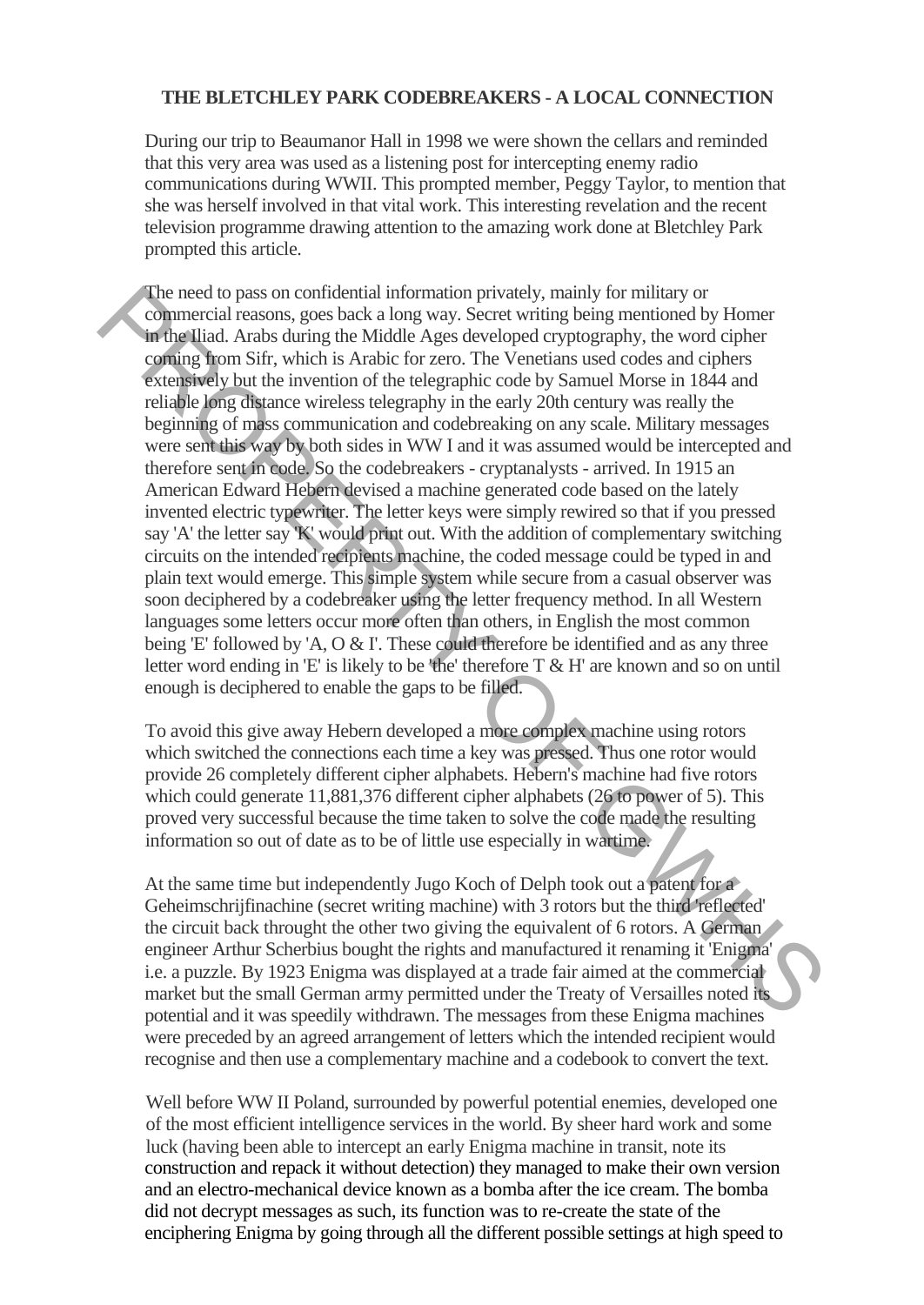**THE BLETCHLEY PARK CODEBREAKERS - A LOCAL CONNECTION**

During our trip to Beaumanor Hall in 1998 we were shown the cellars and reminded that this very area was used as a listening post for intercepting enemy radio communications during WWII. This prompted member, Peggy Taylor, to mention that she was herself involved in that vital work. This interesting revelation and the recent television programme drawing attention to the amazing work done at Bletchley Park prompted this article.

The need to pass on confidential information privately, mainly for military or commercial reasons, goes back a long way. Secret writing being mentioned by Homer in the Iliad. Arabs during the Middle Ages developed cryptography, the word cipher coming from Sifr, which is Arabic for zero. The Venetians used codes and ciphers extensively but the invention of the telegraphic code by Samuel Morse in 1844 and reliable long distance wireless telegraphy in the early 20th century was really the beginning of mass communication and codebreaking on any scale. Military messages were sent this way by both sides in WW I and it was assumed would be intercepted and therefore sent in code. So the codebreakers - cryptanalysts - arrived. In 1915 an American Edward Hebern devised a machine generated code based on the lately invented electric typewriter. The letter keys were simply rewired so that if you pressed say 'A' the letter say 'K' would print out. With the addition of complementary switching circuits on the intended recipients machine, the coded message could be typed in and plain text would emerge. This simple system while secure from a casual observer was soon deciphered by a codebreaker using the letter frequency method. In all Western languages some letters occur more often than others, in English the most common being 'E' followed by 'A, O & I'. These could therefore be identified and as any three letter word ending in 'E' is likely to be 'the' therefore T & H' are known and so on until enough is deciphered to enable the gaps to be filled.

To avoid this give away Hebern developed a more complex machine using rotors which switched the connections each time a key was pressed. Thus one rotor would provide 26 completely different cipher alphabets. Hebern's machine had five rotors which could generate 11,881,376 different cipher alphabets (26 to power of 5). This proved very successful because the time taken to solve the code made the resulting information so out of date as to be of little use especially in wartime.

At the same time but independently Jugo Koch of Delph took out a patent for a Geheimschrijfinachine (secret writing machine) with 3 rotors but the third 'reflected' the circuit back throught the other two giving the equivalent of 6 rotors. A German engineer Arthur Scherbius bought the rights and manufactured it renaming it 'Enigma' i.e. a puzzle. By 1923 Enigma was displayed at a trade fair aimed at the commercial market but the small German army permitted under the Treaty of Versailles noted its potential and it was speedily withdrawn. The messages from these Enigma machines were preceded by an agreed arrangement of letters which the intended recipient would recognise and then use a complementary machine and a codebook to convert the text.

Well before WW II Poland, surrounded by powerful potential enemies, developed one of the most efficient intelligence services in the world. By sheer hard work and some luck (having been able to intercept an early Enigma machine in transit, note its construction and repack it without detection) they managed to make their own version and an electro-mechanical device known as a bomba after the ice cream. The bomba did not decrypt messages as such, its function was to re-create the state of the enciphering Enigma by going through all the different possible settings at high speed to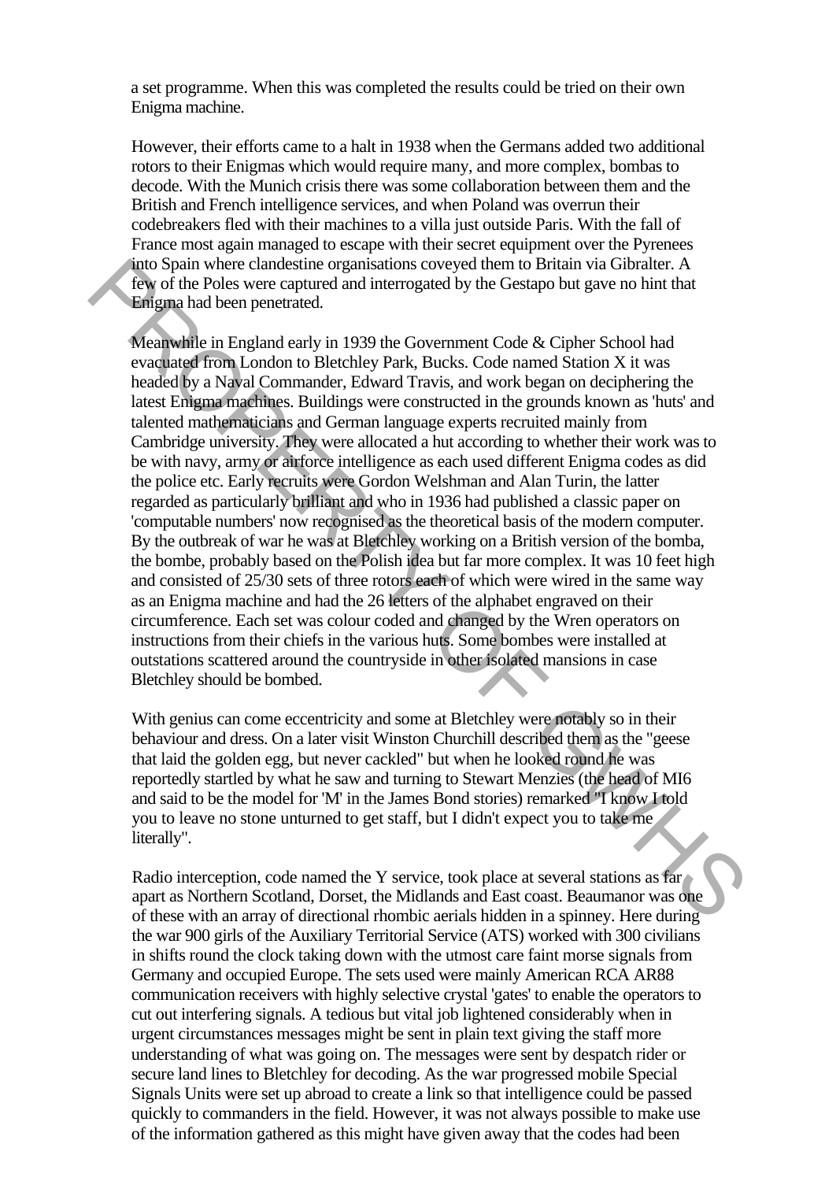a set programme. When this was completed the results could be tried on their own Enigma machine.

However, their efforts came to a halt in 1938 when the Germans added two additional rotors to their Enigmas which would require many, and more complex, bombas to decode. With the Munich crisis there was some collaboration between them and the British and French intelligence services, and when Poland was overrun their codebreakers fled with their machines to a villa just outside Paris. With the fall of France most again managed to escape with their secret equipment over the Pyrenees into Spain where clandestine organisations coveyed them to Britain via Gibraltar. A few of the Poles were captured and interrogated by the Gestapo but gave no hint that Enigma had been penetrated.

Meanwhile in England early in 1939 the Government Code & Cipher School had evacuated from London to Bletchley Park, Bucks. Code named Station X it was headed by a Naval Commander, Edward Travis, and work began on deciphering the latest Enigma machines. Buildings were constructed in the grounds known as 'huts' and talented mathematicians and German language experts recruited mainly from Cambridge university. They were allocated a hut according to whether their work was to be with navy, army or airforce intelligence as each used different Enigma codes as did the police etc. Early recruits were Gordon Welshman and Alan Turin, the latter regarded as particularly brilliant and who in 1936 had published a classic paper on 'computable numbers' now recognised as the theoretical basis of the modern computer. By the outbreak of war he was at Bletchley working on a British version of the bomba, the bombe, probably based on the Polish idea but far more complex. It was 10 feet high and consisted of 25/30 sets of three rotors each of which were wired in the same way as an Enigma machine and had the 26 letters of the alphabet engraved on their circumference. Each set was colour coded and changed by the Wren operators on instructions from their chiefs in the various huts. Some bombes were installed at outstations scattered around the countryside in other isolated mansions in case Bletchley should be bombed.

With genius can come eccentricity and some at Bletchley were notably so in their behaviour and dress. On a later visit Winston Churchill described them as the "geese that laid the golden egg, but never cackled" but when he looked round he was reportedly startled by what he saw and turning to Stewart Menzies (the head of MI6 and said to be the model for 'M' in the James Bond stories) remarked "I know I told you to leave no stone unturned to get staff, but I didn't expect you to take me literally".

Radio interception, code named the Y service, took place at several stations as far apart as Northern Scotland, Dorset, the Midlands and East coast. Beaumanor was one of these with an array of directional rhombic aerials hidden in a spinney. Here during the war 900 girls of the Auxiliary Territorial Service (ATS) worked with 300 civilians in shifts round the clock taking down with the utmost care faint morse signals from Germany and occupied Europe. The sets used were mainly American RCA AR88 communication receivers with highly selective crystal 'gates' to enable the operators to cut out interfering signals. A tedious but vital job lightened considerably when in urgent circumstances messages might be sent in plain text giving the staff more understanding of what was going on. The messages were sent by despatch rider or secure land lines to Bletchley for decoding. As the war progressed mobile Special Signals Units were set up abroad to create a link so that intelligence could be passed quickly to commanders in the field. However, it was not always possible to make use of the information gathered as this might have given away that the codes had been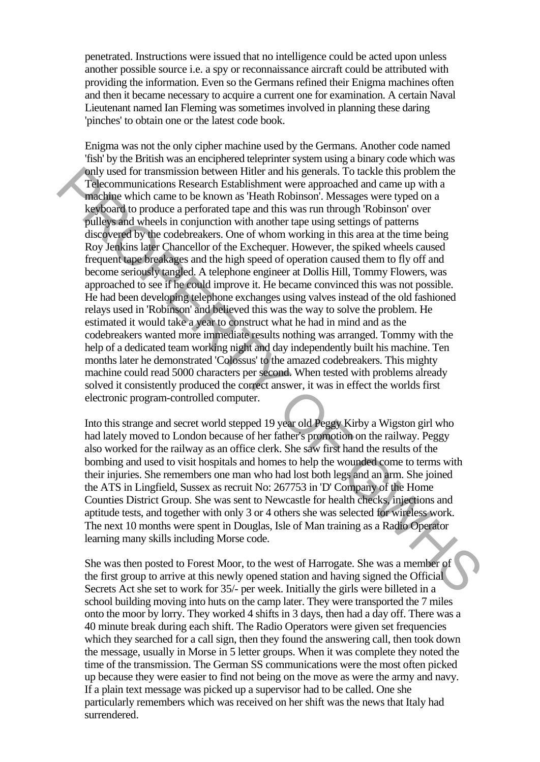penetrated. Instructions were issued that no intelligence could be acted upon unless another possible source i.e. a spy or reconnaissance aircraft could be attributed with providing the information. Even so the Germans refined their Enigma machines often and then it became necessary to acquire a current one for examination. A certain Naval Lieutenant named Ian Fleming was sometimes involved in planning these daring 'pinches' to obtain one or the latest code book.

Enigma was not the only cipher machine used by the Germans. Another code named 'fish' by the British was an enciphered teleprinter system using a binary code which was only used for transmission between Hitler and his generals. To tackle this problem the Telecommunications Research Establishment were approached and came up with a machine which came to be known as 'Heath Robinson'. Messages were typed on a keyboard to produce a perforated tape and this was run through 'Robinson' over pulleys and wheels in conjunction with another tape using settings of patterns discovered by the codebreakers. One of whom working in this area at the time being Roy Jenkins later Chancellor of the Exchequer. However, the spiked wheels caused frequent tape breakages and the high speed of operation caused them to fly off and become seriously tangled. A telephone engineer at Dollis Hill, Tommy Flowers, was approached to see if he could improve it. He became convinced this was not possible. He had been developing telephone exchanges using valves instead of the old fashioned relays used in 'Robinson' and believed this was the way to solve the problem. He estimated it would take a year to construct what he had in mind and as the codebreakers wanted more immediate results nothing was arranged. Tommy with the help of a dedicated team working night and day independently built his machine. Ten months later he demonstrated 'Colossus' to the amazed codebreakers. This mighty machine could read 5000 characters per second. When tested with problems already solved it consistently produced the correct answer, it was in effect the worlds first electronic program-controlled computer.

Into this strange and secret world stepped 19 year old Peggy Kirby a Wigston girl who had lately moved to London because of her father's promotion on the railway. Peggy also worked for the railway as an office clerk. She saw first hand the results of the bombing and used to visit hospitals and homes to help the wounded come to terms with their injuries. She remembers one man who had lost both legs and an arm. She joined the ATS in Lingfield, Sussex as recruit No: 267753 in 'D' Company of the Home Counties District Group. She was sent to Newcastle for health checks, injections and aptitude tests, and together with only 3 or 4 others she was selected for wireless work. The next 10 months were spent in Douglas, Isle of Man training as a Radio Operator learning many skills including Morse code.

She was then posted to Forest Moor, to the west of Harrogate. She was a member of the first group to arrive at this newly opened station and having signed the Official Secrets Act she set to work for 35/- per week. Initially the girls were billeted in a school building moving into huts on the camp later. They were transported the 7 miles onto the moor by lorry. They worked 4 shifts in 3 days, then had a day off. There was a 40 minute break during each shift. The Radio Operators were given set frequencies which they searched for a call sign, then they found the answering call, then took down the message, usually in Morse in 5 letter groups. When it was complete they noted the time of the transmission. The German SS communications were the most often picked up because they were easier to find not being on the move as were the army and navy. If a plain text message was picked up a supervisor had to be called. One she particularly remembers which was received on her shift was the news that Italy had surrendered.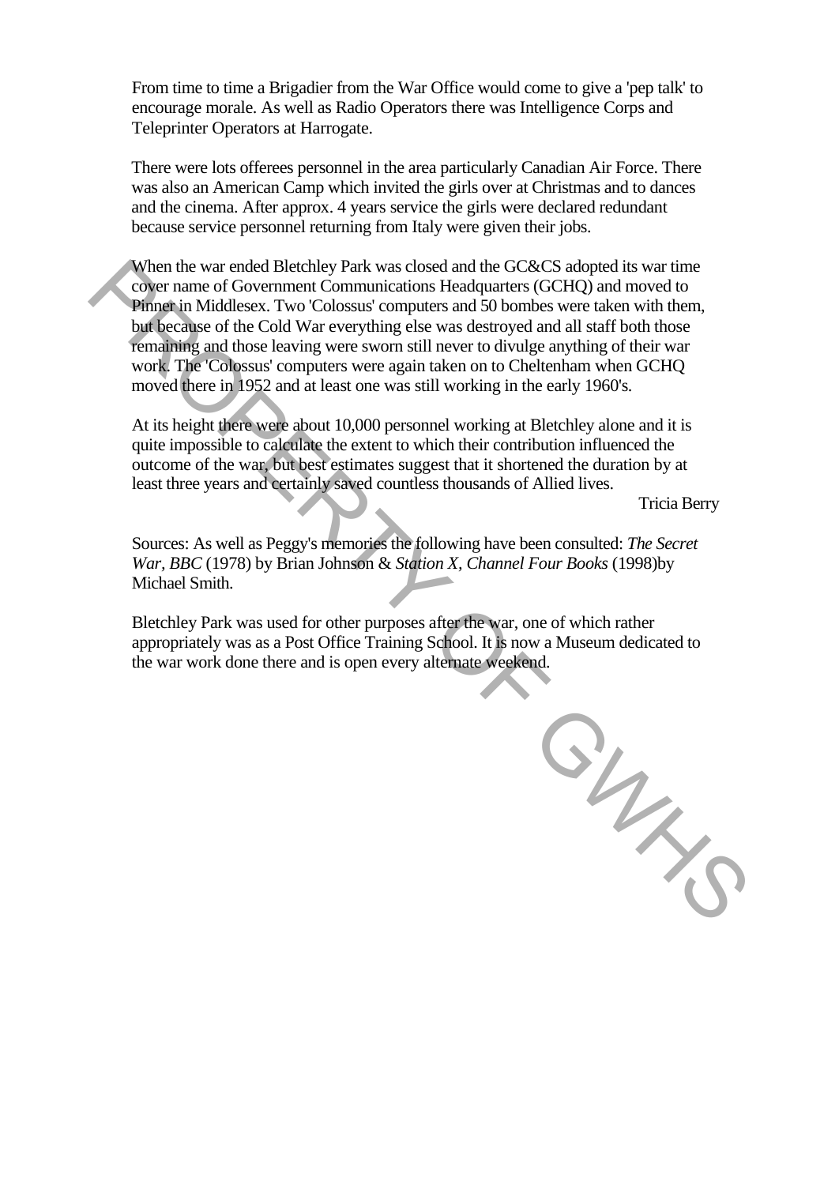From time to time a Brigadier from the War Office would come to give a 'pep talk' to encourage morale. As well as Radio Operators there was Intelligence Corps and Teleprinter Operators at Harrogate.

There were lots offerees personnel in the area particularly Canadian Air Force. There was also an American Camp which invited the girls over at Christmas and to dances and the cinema. After approx. 4 years service the girls were declared redundant because service personnel returning from Italy were given their jobs.

When the war ended Bletchley Park was closed and the GC&CS adopted its war time cover name of Government Communications Headquarters (GCHQ) and moved to Pinner in Middlesex. Two 'Colossus' computers and 50 bombes were taken with them, but because of the Cold War everything else was destroyed and all staff both those remaining and those leaving were sworn still never to divulge anything of their war work. The 'Colossus' computers were again taken on to Cheltenham when GCHQ moved there in 1952 and at least one was still working in the early 1960's.

At its height there were about 10,000 personnel working at Bletchley alone and it is quite impossible to calculate the extent to which their contribution influenced the outcome of the war, but best estimates suggest that it shortened the duration by at least three years and certainly saved countless thousands of Allied lives.

Tricia Berry

Sources: As well as Peggy's memories the following have been consulted: *The Secret War, BBC* (1978) by Brian Johnson & *Station X, Channel Four Books* (1998)by Michael Smith.

Bletchley Park was used for other purposes after the war, one of which rather appropriately was as a Post Office Training School. It is now a Museum dedicated to the war work done there and is open every alternate weekend.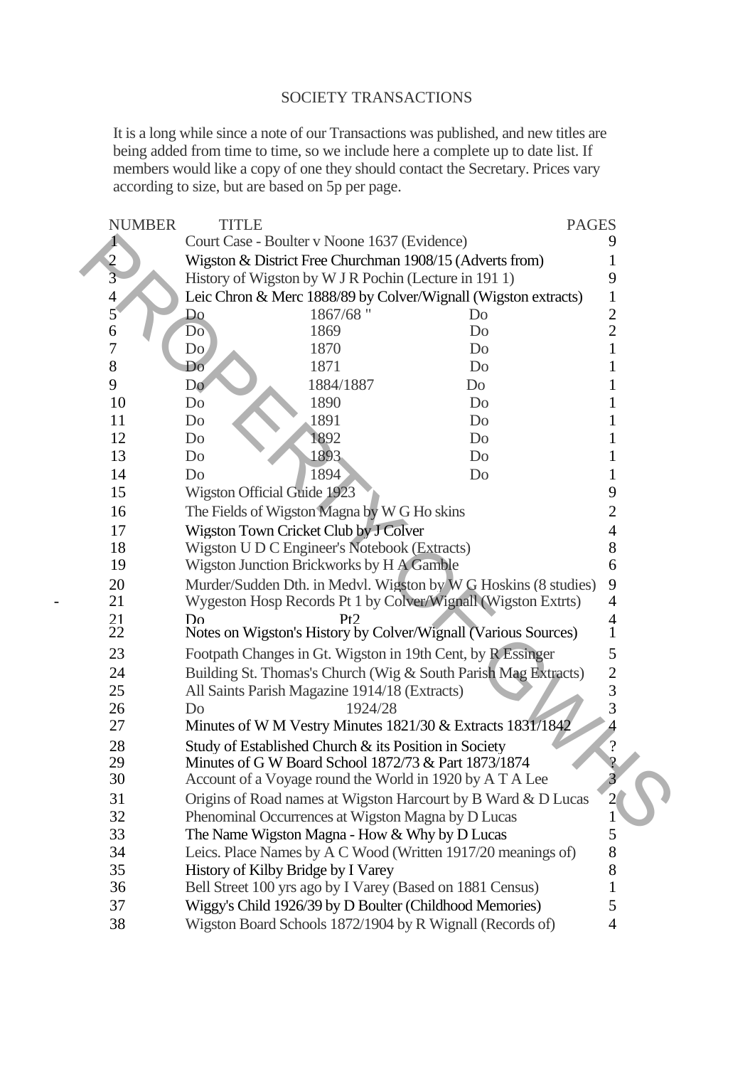# SOCIETY TRANSACTIONS

It is a long while since a note of our Transactions was published, and new titles are being added from time to time, so we include here a complete up to date list. If members would like a copy of one they should contact the Secretary. Prices vary according to size, but are based on 5p per page.

| NUMBER | TITLE | | | PAGES |
|---|---|---|---|---|
| 1 | Court Case - Boulter v Noone 1637 (Evidence) | | | 9 |
| 2 | Wigston & District Free Churchman 1908/15 (Adverts from) | | | 1 |
| 3 | History of Wigston by W J R Pochin (Lecture in 191 1) | | | 9 |
| 4 | Leic Chron & Merc 1888/89 by Colver/Wignall (Wigston extracts) | | | 1 |
| 5 | Do | 1867/68 " | Do | 2 |
| 6 | Do | 1869 | Do | 2 |
| 7 | Do | 1870 | Do | 1 |
| 8 | Do | 1871 | Do | 1 |
| 9 | Do | 1884/1887 | Do | 1 |
| 10 | Do | 1890 | Do | 1 |
| 11 | Do | 1891 | Do | 1 |
| 12 | Do | 1892 | Do | 1 |
| 13 | Do | 1893 | Do | 1 |
| 14 | Do | 1894 | Do | 1 |
| 15 | Wigston Official Guide 1923 | | | 9 |
| 16 | The Fields of Wigston Magna by W G Ho skins | | | 2 |
| 17 | Wigston Town Cricket Club by J Colver | | | 4 |
| 18 | Wigston U D C Engineer's Notebook (Extracts) | | | 8 |
| 19 | Wigston Junction Brickworks by H A Gamble | | | 6 |
| 20 | Murder/Sudden Dth. in Medvl. Wigston by W G Hoskins (8 studies) | | | 9 |
| 21 | Wygeston Hosp Records Pt 1 by Colver/Wignall (Wigston Extrts) | | | 4 |
| 21 | Do | Pt2 | | 4 |
| 22 | Notes on Wigston's History by Colver/Wignall (Various Sources) | | | 1 |
| 23 | Footpath Changes in Gt. Wigston in 19th Cent, by R Essinger | | | 5 |
| 24 | Building St. Thomas's Church (Wig & South Parish Mag Extracts) | | | 2 |
| 25 | All Saints Parish Magazine 1914/18 (Extracts) | | | 3 |
| 26 | Do | 1924/28 | | 3 |
| 27 | Minutes of W M Vestry Minutes 1821/30 & Extracts 1831/1842 | | | 4 |
| 28 | Study of Established Church & its Position in Society | | | ? |
| 29 | Minutes of G W Board School 1872/73 & Part 1873/1874 | | | ? |
| 30 | Account of a Voyage round the World in 1920 by A T A Lee | | | 3 |
| 31 | Origins of Road names at Wigston Harcourt by B Ward & D Lucas | | | 2 |
| 32 | Phenominal Occurrences at Wigston Magna by D Lucas | | | 1 |
| 33 | The Name Wigston Magna - How & Why by D Lucas | | | 5 |
| 34 | Leics. Place Names by A C Wood (Written 1917/20 meanings of) | | | 8 |
| 35 | History of Kilby Bridge by I Varey | | | 8 |
| 36 | Bell Street 100 yrs ago by I Varey (Based on 1881 Census) | | | 1 |
| 37 | Wiggy's Child 1926/39 by D Boulter (Childhood Memories) | | | 5 |
| 38 | Wigston Board Schools 1872/1904 by R Wignall (Records of) | | | 4 |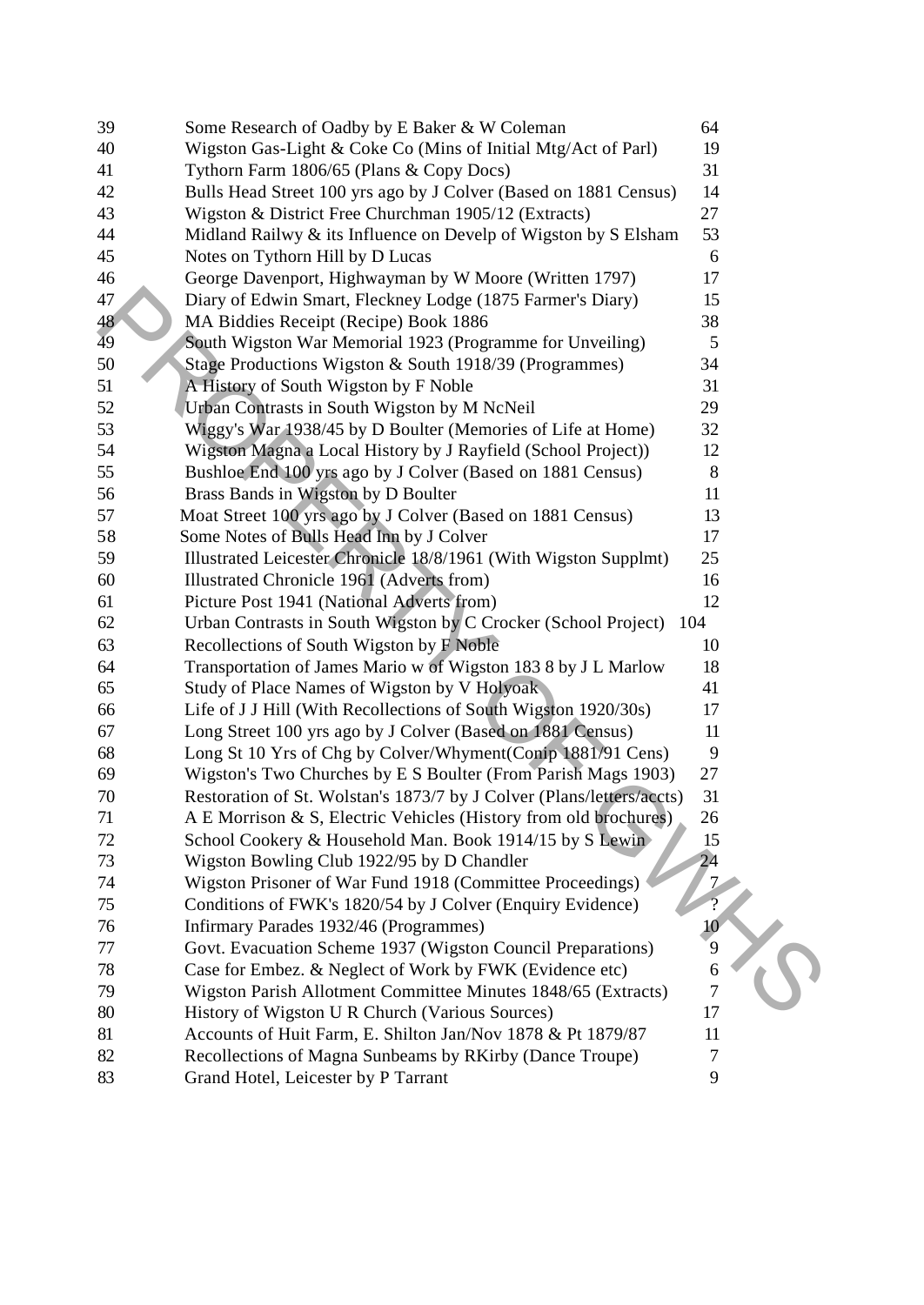| | | |
|---|---|---|
| 39 | Some Research of Oadby by E Baker & W Coleman | 64 |
| 40 | Wigston Gas-Light & Coke Co (Mins of Initial Mtg/Act of Parl) | 19 |
| 41 | Tythorn Farm 1806/65 (Plans & Copy Docs) | 31 |
| 42 | Bulls Head Street 100 yrs ago by J Colver (Based on 1881 Census) | 14 |
| 43 | Wigston & District Free Churchman 1905/12 (Extracts) | 27 |
| 44 | Midland Railwy & its Influence on Develp of Wigston by S Elsham | 53 |
| 45 | Notes on Tythorn Hill by D Lucas | 6 |
| 46 | George Davenport, Highwayman by W Moore (Written 1797) | 17 |
| 47 | Diary of Edwin Smart, Fleckney Lodge (1875 Farmer's Diary) | 15 |
| 48 | MA Biddies Receipt (Recipe) Book 1886 | 38 |
| 49 | South Wigston War Memorial 1923 (Programme for Unveiling) | 5 |
| 50 | Stage Productions Wigston & South 1918/39 (Programmes) | 34 |
| 51 | A History of South Wigston by F Noble | 31 |
| 52 | Urban Contrasts in South Wigston by M NcNeil | 29 |
| 53 | Wiggy's War 1938/45 by D Boulter (Memories of Life at Home) | 32 |
| 54 | Wigston Magna a Local History by J Rayfield (School Project)) | 12 |
| 55 | Bushloe End 100 yrs ago by J Colver (Based on 1881 Census) | 8 |
| 56 | Brass Bands in Wigston by D Boulter | 11 |
| 57 | Moat Street 100 yrs ago by J Colver (Based on 1881 Census) | 13 |
| 58 | Some Notes of Bulls Head Inn by J Colver | 17 |
| 59 | Illustrated Leicester Chronicle 18/8/1961 (With Wigston Supplmt) | 25 |
| 60 | Illustrated Chronicle 1961 (Adverts from) | 16 |
| 61 | Picture Post 1941 (National Adverts from) | 12 |
| 62 | Urban Contrasts in South Wigston by C Crocker (School Project) | 104 |
| 63 | Recollections of South Wigston by F Noble | 10 |
| 64 | Transportation of James Mario w of Wigston 183 8 by J L Marlow | 18 |
| 65 | Study of Place Names of Wigston by V Holyoak | 41 |
| 66 | Life of J J Hill (With Recollections of South Wigston 1920/30s) | 17 |
| 67 | Long Street 100 yrs ago by J Colver (Based on 1881 Census) | 11 |
| 68 | Long St 10 Yrs of Chg by Colver/Whyment(Conip 1881/91 Cens) | 9 |
| 69 | Wigston's Two Churches by E S Boulter (From Parish Mags 1903) | 27 |
| 70 | Restoration of St. Wolstan's 1873/7 by J Colver (Plans/letters/accts) | 31 |
| 71 | A E Morrison & S, Electric Vehicles (History from old brochures) | 26 |
| 72 | School Cookery & Household Man. Book 1914/15 by S Lewin | 15 |
| 73 | Wigston Bowling Club 1922/95 by D Chandler | 24 |
| 74 | Wigston Prisoner of War Fund 1918 (Committee Proceedings) | 7 |
| 75 | Conditions of FWK's 1820/54 by J Colver (Enquiry Evidence) | ? |
| 76 | Infirmary Parades 1932/46 (Programmes) | 10 |
| 77 | Govt. Evacuation Scheme 1937 (Wigston Council Preparations) | 9 |
| 78 | Case for Embez. & Neglect of Work by FWK (Evidence etc) | 6 |
| 79 | Wigston Parish Allotment Committee Minutes 1848/65 (Extracts) | 7 |
| 80 | History of Wigston U R Church (Various Sources) | 17 |
| 81 | Accounts of Huit Farm, E. Shilton Jan/Nov 1878 & Pt 1879/87 | 11 |
| 82 | Recollections of Magna Sunbeams by RKirby (Dance Troupe) | 7 |
| 83 | Grand Hotel, Leicester by P Tarrant | 9 |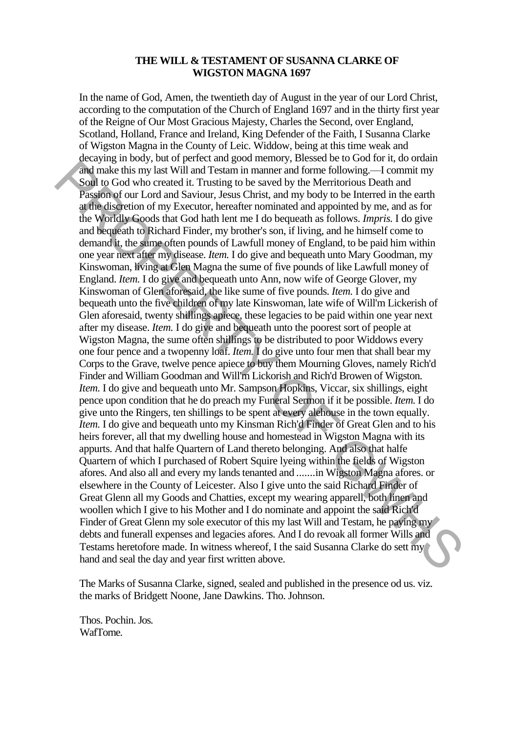**THE WILL & TESTAMENT OF SUSANNA CLARKE OF WIGSTON MAGNA 1697**

In the name of God, Amen, the twentieth day of August in the year of our Lord Christ, according to the computation of the Church of England 1697 and in the thirty first year of the Reigne of Our Most Gracious Majesty, Charles the Second, over England, Scotland, Holland, France and Ireland, King Defender of the Faith, I Susanna Clarke of Wigston Magna in the County of Leic. Widdow, being at this time weak and decaying in body, but of perfect and good memory, Blessed be to God for it, do ordain and make this my last Will and Testam in manner and forme following.—I commit my Soul to God who created it. Trusting to be saved by the Merritorious Death and Passion of our Lord and Saviour, Jesus Christ, and my body to be Interred in the earth at the discretion of my Executor, hereafter nominated and appointed by me, and as for the Worldly Goods that God hath lent me I do bequeath as follows. *Impris.* I do give and bequeath to Richard Finder, my brother's son, if living, and he himself come to demand it, the sume often pounds of Lawfull money of England, to be paid him within one year next after my disease. *Item.* I do give and bequeath unto Mary Goodman, my Kinswoman, living at Glen Magna the sume of five pounds of like Lawfull money of England. *Item.* I do give and bequeath unto Ann, now wife of George Glover, my Kinswoman of Glen aforesaid, the like sume of five pounds. *Item.* I do give and bequeath unto the five children of my late Kinswoman, late wife of Will'm Lickerish of Glen aforesaid, twenty shillings apiece, these legacies to be paid within one year next after my disease. *Item.* I do give and bequeath unto the poorest sort of people at Wigston Magna, the sume often shillings to be distributed to poor Widdows every one four pence and a twopenny loaf. *Item.* I do give unto four men that shall bear my Corps to the Grave, twelve pence apiece to buy them Mourning Gloves, namely Rich'd Finder and William Goodman and Will'm Lickorish and Rich'd Browen of Wigston. *Item.* I do give and bequeath unto Mr. Sampson Hopkins, Viccar, six shillings, eight pence upon condition that he do preach my Funeral Sermon if it be possible. *Item.* I do give unto the Ringers, ten shillings to be spent at every alehouse in the town equally. *Item.* I do give and bequeath unto my Kinsman Rich'd Finder of Great Glen and to his heirs forever, all that my dwelling house and homestead in Wigston Magna with its appurts. And that halfe Quartern of Land thereto belonging. And also that halfe Quartern of which I purchased of Robert Squire lyeing within the fields of Wigston afores. And also all and every my lands tenanted and .......in Wigston Magna afores. or elsewhere in the County of Leicester. Also I give unto the said Richard Finder of Great Glenn all my Goods and Chatties, except my wearing apparell, both linen and woollen which I give to his Mother and I do nominate and appoint the said Rich'd Finder of Great Glenn my sole executor of this my last Will and Testam, he paying my debts and funerall expenses and legacies afores. And I do revoak all former Wills and Testams heretofore made. In witness whereof, I the said Susanna Clarke do sett my hand and seal the day and year first written above.

The Marks of Susanna Clarke, signed, sealed and published in the presence od us. viz. the marks of Bridgett Noone, Jane Dawkins. Tho. Johnson.

Thos. Pochin. Jos.
WafTorne.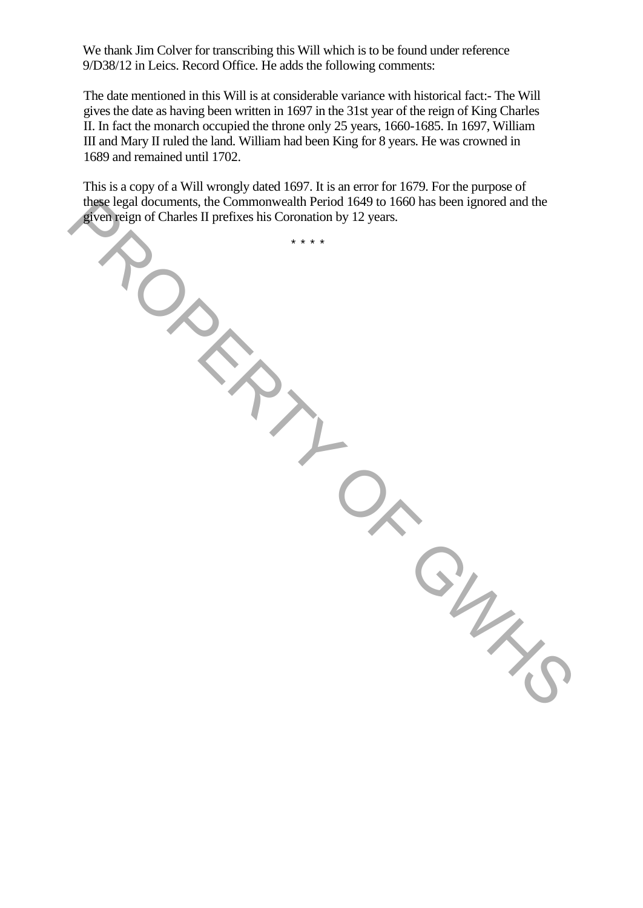We thank Jim Colver for transcribing this Will which is to be found under reference 9/D38/12 in Leics. Record Office. He adds the following comments:

The date mentioned in this Will is at considerable variance with historical fact:- The Will gives the date as having been written in 1697 in the 31st year of the reign of King Charles II. In fact the monarch occupied the throne only 25 years, 1660-1685. In 1697, William III and Mary II ruled the land. William had been King for 8 years. He was crowned in 1689 and remained until 1702.

This is a copy of a Will wrongly dated 1697. It is an error for 1679. For the purpose of these legal documents, the Commonwealth Period 1649 to 1660 has been ignored and the given reign of Charles II prefixes his Coronation by 12 years.

* * * *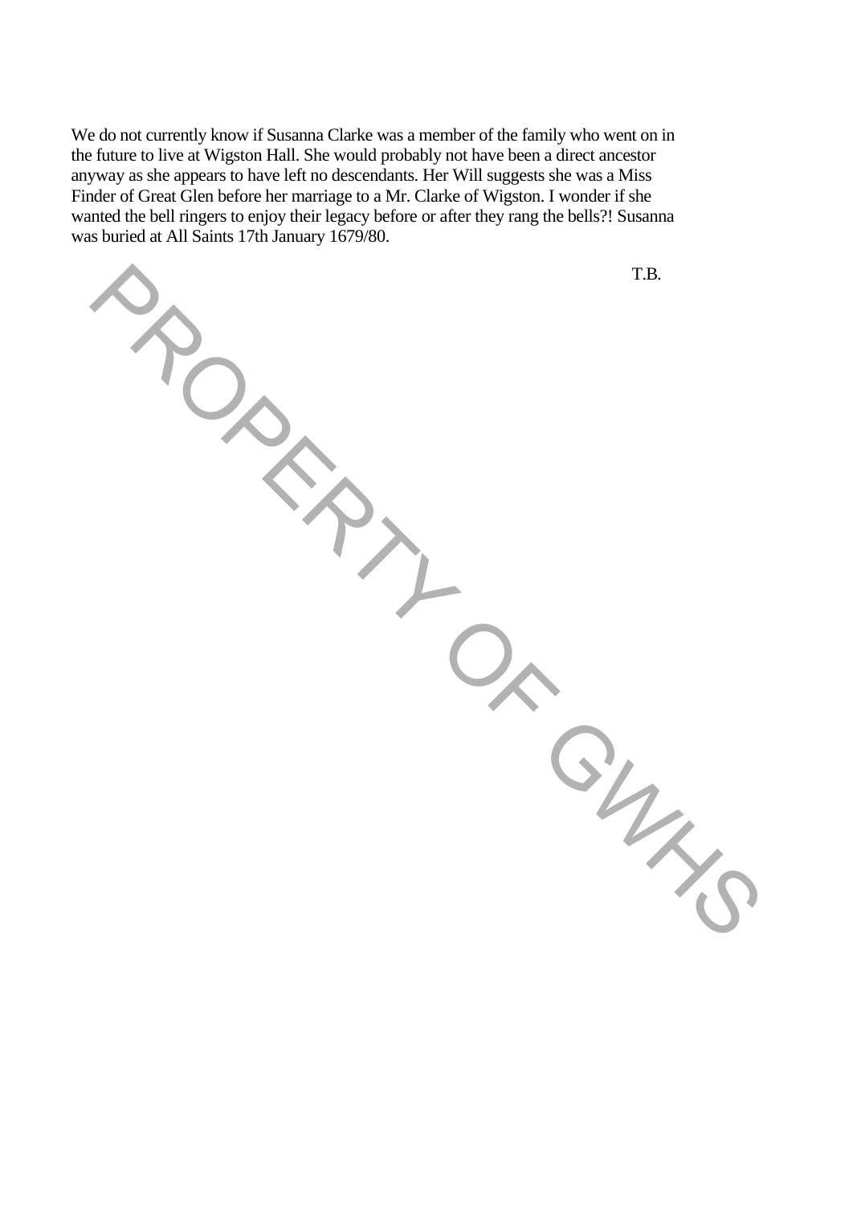We do not currently know if Susanna Clarke was a member of the family who went on in the future to live at Wigston Hall. She would probably not have been a direct ancestor anyway as she appears to have left no descendants. Her Will suggests she was a Miss Finder of Great Glen before her marriage to a Mr. Clarke of Wigston. I wonder if she wanted the bell ringers to enjoy their legacy before or after they rang the bells?! Susanna was buried at All Saints 17th January 1679/80.

T.B.